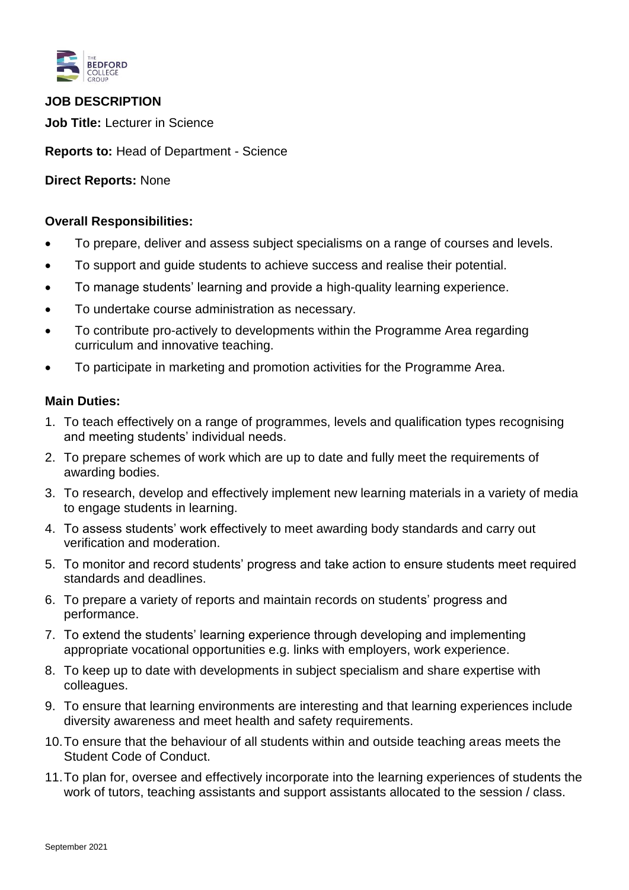THE BEDFORD COLLEGE GROUP

**JOB DESCRIPTION**

**Job Title:** Lecturer in Science

**Reports to:** Head of Department - Science

**Direct Reports:** None

**Overall Responsibilities:**

- To prepare, deliver and assess subject specialisms on a range of courses and levels.
- To support and guide students to achieve success and realise their potential.
- To manage students' learning and provide a high-quality learning experience.
- To undertake course administration as necessary.
- To contribute pro-actively to developments within the Programme Area regarding curriculum and innovative teaching.
- To participate in marketing and promotion activities for the Programme Area.

**Main Duties:**

1. To teach effectively on a range of programmes, levels and qualification types recognising and meeting students' individual needs.
2. To prepare schemes of work which are up to date and fully meet the requirements of awarding bodies.
3. To research, develop and effectively implement new learning materials in a variety of media to engage students in learning.
4. To assess students' work effectively to meet awarding body standards and carry out verification and moderation.
5. To monitor and record students' progress and take action to ensure students meet required standards and deadlines.
6. To prepare a variety of reports and maintain records on students' progress and performance.
7. To extend the students' learning experience through developing and implementing appropriate vocational opportunities e.g. links with employers, work experience.
8. To keep up to date with developments in subject specialism and share expertise with colleagues.
9. To ensure that learning environments are interesting and that learning experiences include diversity awareness and meet health and safety requirements.
10. To ensure that the behaviour of all students within and outside teaching areas meets the Student Code of Conduct.
11. To plan for, oversee and effectively incorporate into the learning experiences of students the work of tutors, teaching assistants and support assistants allocated to the session / class.

September 2021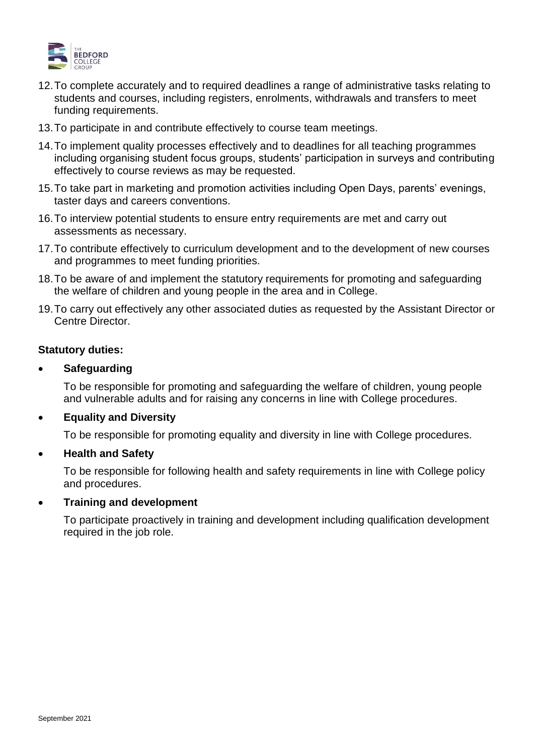12. To complete accurately and to required deadlines a range of administrative tasks relating to students and courses, including registers, enrolments, withdrawals and transfers to meet funding requirements.
13. To participate in and contribute effectively to course team meetings.
14. To implement quality processes effectively and to deadlines for all teaching programmes including organising student focus groups, students' participation in surveys and contributing effectively to course reviews as may be requested.
15. To take part in marketing and promotion activities including Open Days, parents' evenings, taster days and careers conventions.
16. To interview potential students to ensure entry requirements are met and carry out assessments as necessary.
17. To contribute effectively to curriculum development and to the development of new courses and programmes to meet funding priorities.
18. To be aware of and implement the statutory requirements for promoting and safeguarding the welfare of children and young people in the area and in College.
19. To carry out effectively any other associated duties as requested by the Assistant Director or Centre Director.

**Statutory duties:**

- **Safeguarding**

  To be responsible for promoting and safeguarding the welfare of children, young people and vulnerable adults and for raising any concerns in line with College procedures.

- **Equality and Diversity**

  To be responsible for promoting equality and diversity in line with College procedures.

- **Health and Safety**

  To be responsible for following health and safety requirements in line with College policy and procedures.

- **Training and development**

  To participate proactively in training and development including qualification development required in the job role.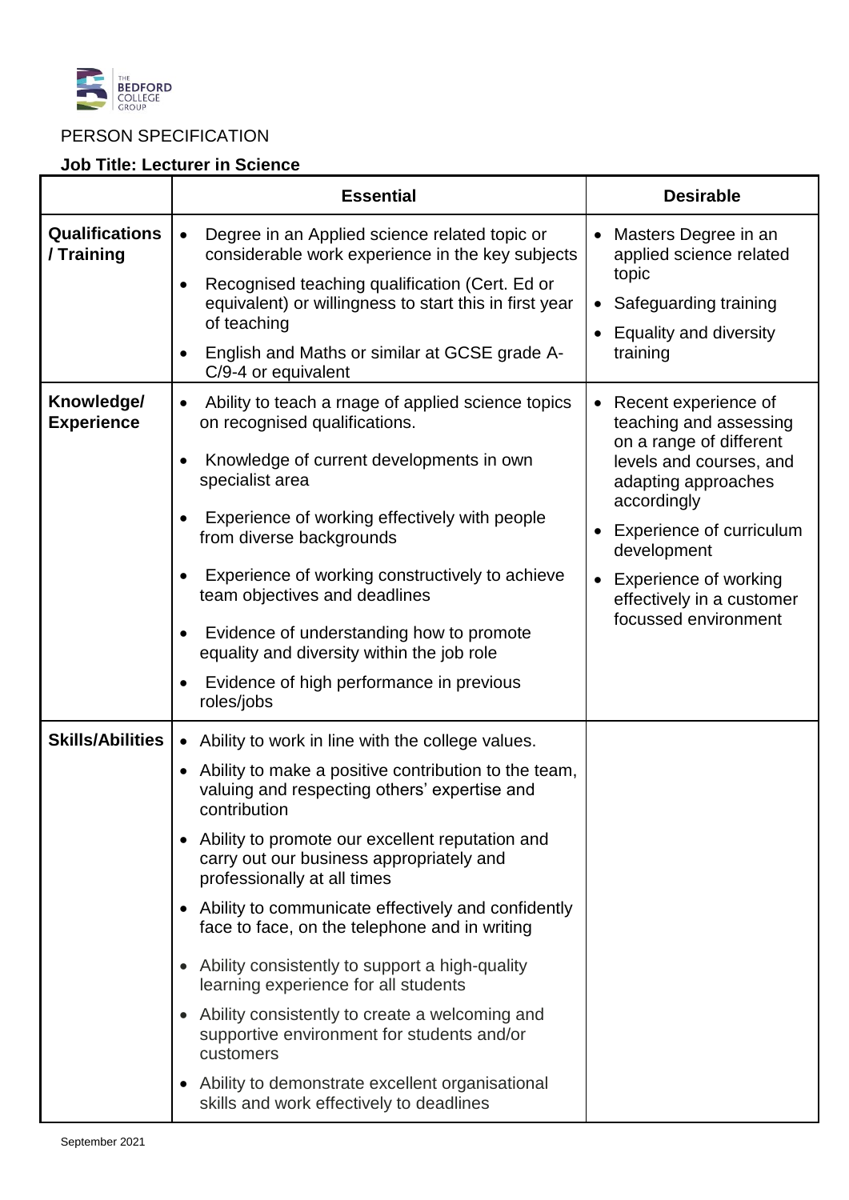PERSON SPECIFICATION

**Job Title: Lecturer in Science**

| | Essential | Desirable |
|---|---|---|
| **Qualifications / Training** | • Degree in an Applied science related topic or considerable work experience in the key subjects<br>• Recognised teaching qualification (Cert. Ed or equivalent) or willingness to start this in first year of teaching<br>• English and Maths or similar at GCSE grade A-C/9-4 or equivalent | • Masters Degree in an applied science related topic<br>• Safeguarding training<br>• Equality and diversity training |
| **Knowledge/ Experience** | • Ability to teach a rnage of applied science topics on recognised qualifications.<br>• Knowledge of current developments in own specialist area<br>• Experience of working effectively with people from diverse backgrounds<br>• Experience of working constructively to achieve team objectives and deadlines<br>• Evidence of understanding how to promote equality and diversity within the job role<br>• Evidence of high performance in previous roles/jobs | • Recent experience of teaching and assessing on a range of different levels and courses, and adapting approaches accordingly<br>• Experience of curriculum development<br>• Experience of working effectively in a customer focussed environment |
| **Skills/Abilities** | • Ability to work in line with the college values.<br>• Ability to make a positive contribution to the team, valuing and respecting others' expertise and contribution<br>• Ability to promote our excellent reputation and carry out our business appropriately and professionally at all times<br>• Ability to communicate effectively and confidently face to face, on the telephone and in writing<br>• Ability consistently to support a high-quality learning experience for all students<br>• Ability consistently to create a welcoming and supportive environment for students and/or customers<br>• Ability to demonstrate excellent organisational skills and work effectively to deadlines | |

September 2021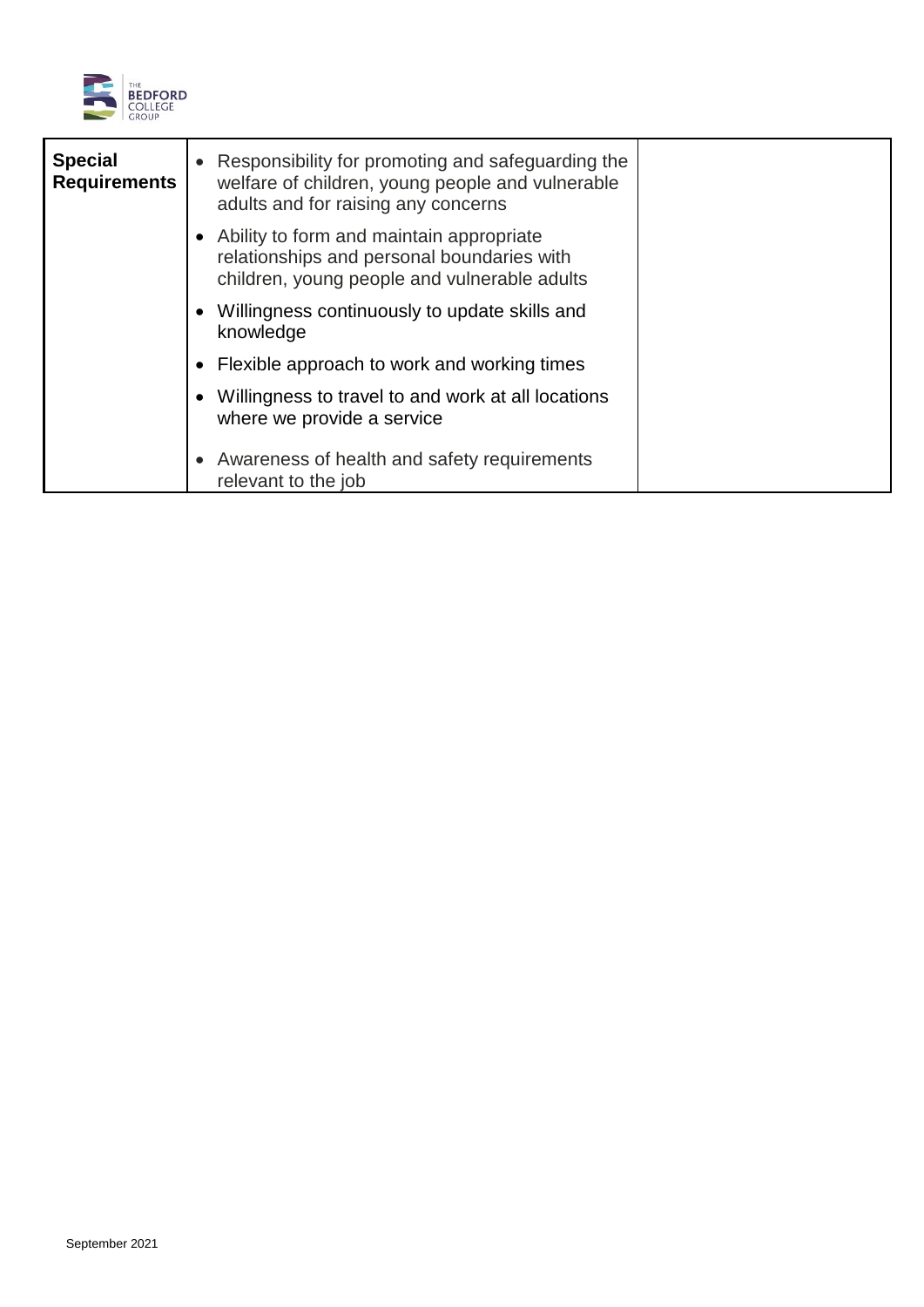| | | |
|---|---|---|
| **Special Requirements** | • Responsibility for promoting and safeguarding the welfare of children, young people and vulnerable adults and for raising any concerns<br>• Ability to form and maintain appropriate relationships and personal boundaries with children, young people and vulnerable adults<br>• Willingness continuously to update skills and knowledge<br>• Flexible approach to work and working times<br>• Willingness to travel to and work at all locations where we provide a service<br>• Awareness of health and safety requirements relevant to the job | |